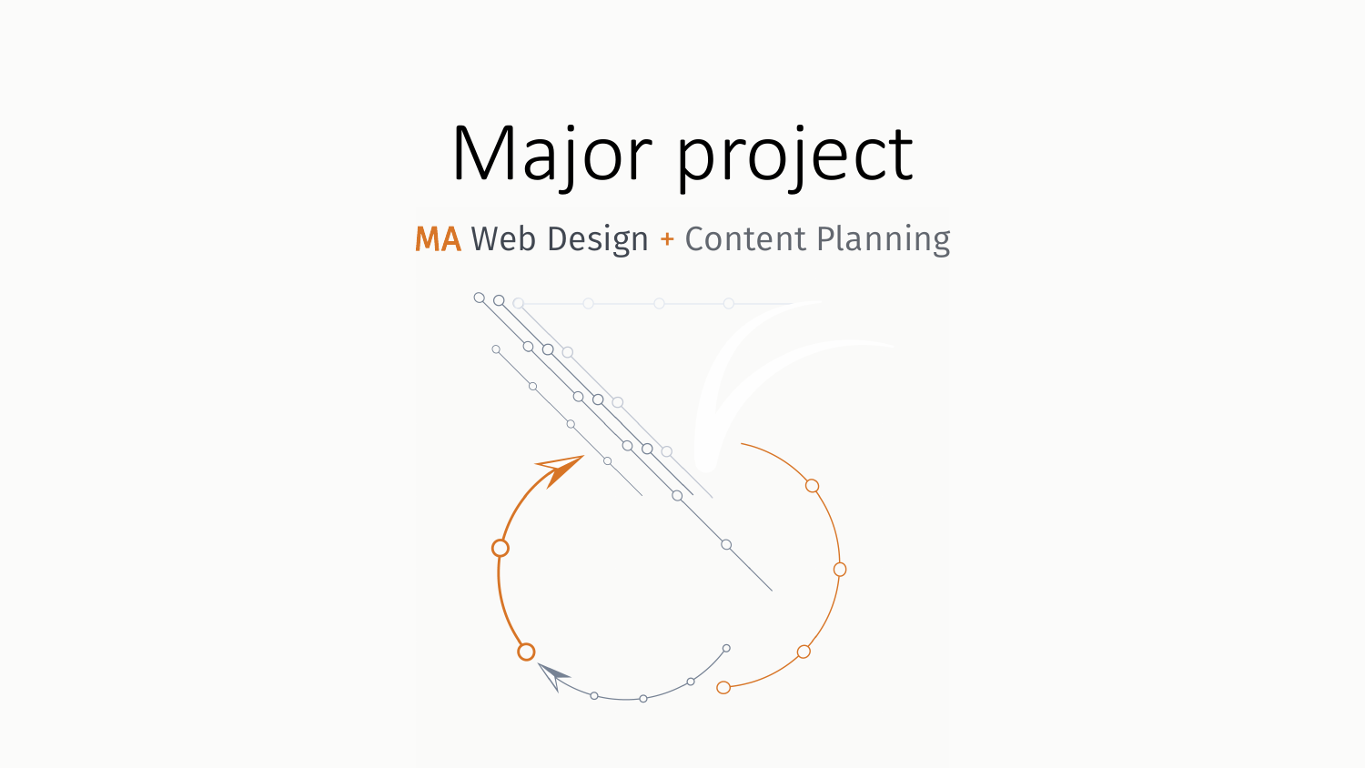# Major project

MA Web Design + Content Planning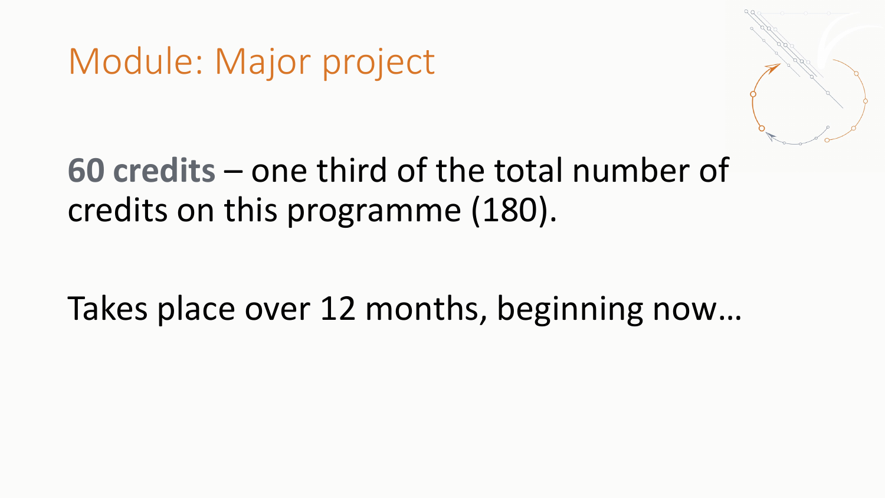# Module: Major project

**60 credits** – one third of the total number of credits on this programme (180).

Takes place over 12 months, beginning now…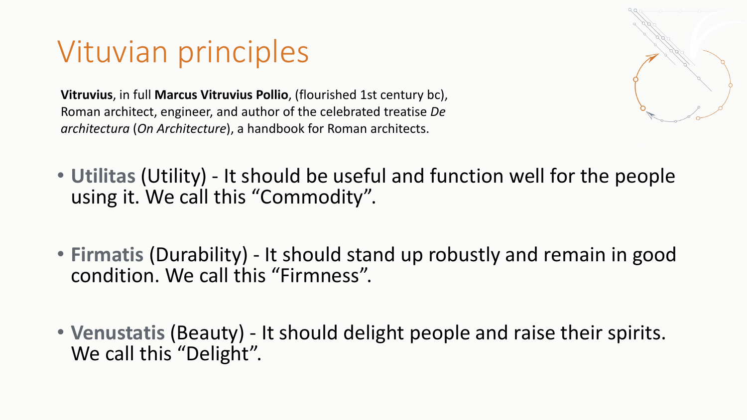# Vituvian principles

**Vitruvius**, in full **Marcus Vitruvius Pollio**, (flourished 1st century bc), Roman architect, engineer, and author of the celebrated treatise *De architectura* (*On Architecture*), a handbook for Roman architects.

- **Utilitas** (Utility) - It should be useful and function well for the people using it. We call this “Commodity”.
- **Firmatis** (Durability) - It should stand up robustly and remain in good condition. We call this “Firmness”.
- **Venustatis** (Beauty) - It should delight people and raise their spirits. We call this “Delight”.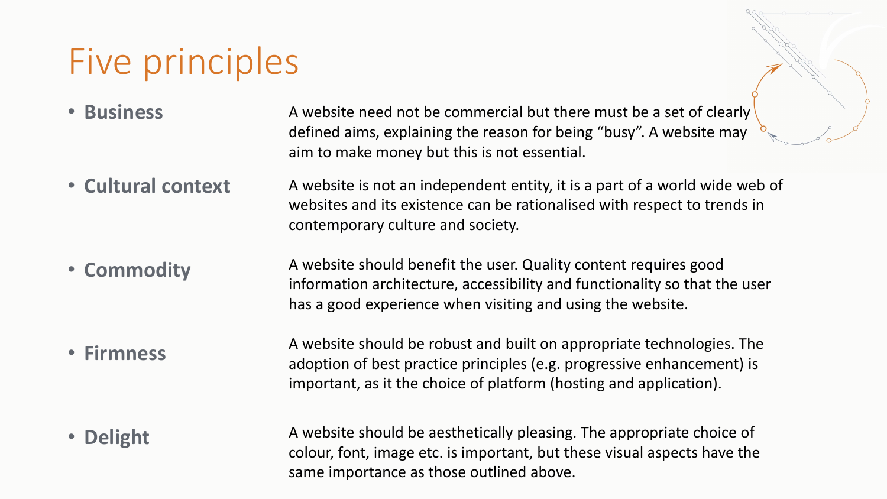# Five principles

- **Business** — A website need not be commercial but there must be a set of clearly defined aims, explaining the reason for being "busy". A website may aim to make money but this is not essential.
- **Cultural context** — A website is not an independent entity, it is a part of a world wide web of websites and its existence can be rationalised with respect to trends in contemporary culture and society.
- **Commodity** — A website should benefit the user. Quality content requires good information architecture, accessibility and functionality so that the user has a good experience when visiting and using the website.
- **Firmness** — A website should be robust and built on appropriate technologies. The adoption of best practice principles (e.g. progressive enhancement) is important, as it the choice of platform (hosting and application).
- **Delight** — A website should be aesthetically pleasing. The appropriate choice of colour, font, image etc. is important, but these visual aspects have the same importance as those outlined above.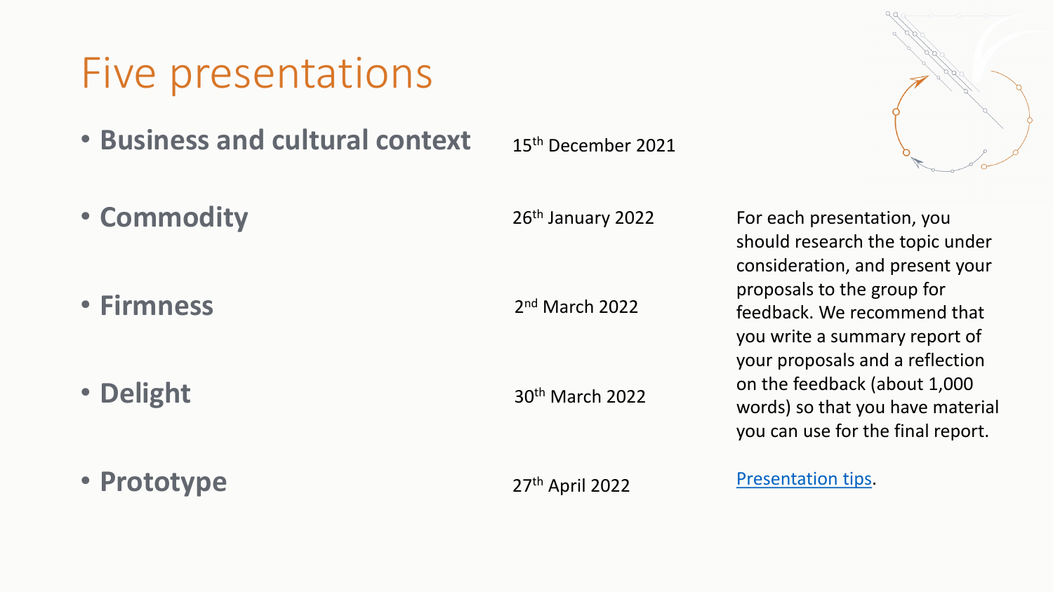# Five presentations

- **Business and cultural context** 15th December 2021
- **Commodity** 26th January 2022
- **Firmness** 2nd March 2022
- **Delight** 30th March 2022
- **Prototype** 27th April 2022

For each presentation, you should research the topic under consideration, and present your proposals to the group for feedback. We recommend that you write a summary report of your proposals and a reflection on the feedback (about 1,000 words) so that you have material you can use for the final report.

Presentation tips.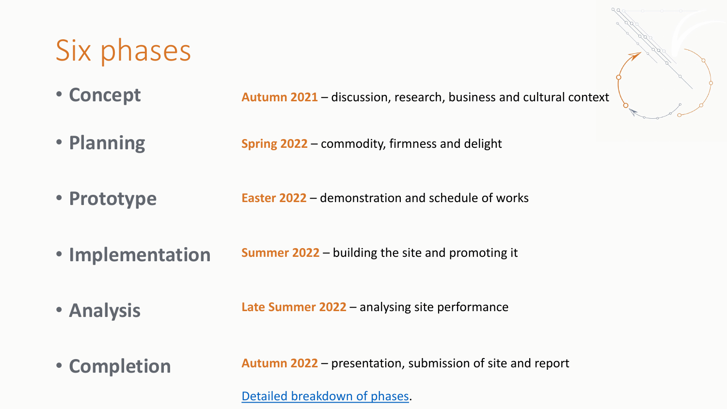# Six phases

- **Concept** — **Autumn 2021** – discussion, research, business and cultural context
- **Planning** — **Spring 2022** – commodity, firmness and delight
- **Prototype** — **Easter 2022** – demonstration and schedule of works
- **Implementation** — **Summer 2022** – building the site and promoting it
- **Analysis** — **Late Summer 2022** – analysing site performance
- **Completion** — **Autumn 2022** – presentation, submission of site and report

Detailed breakdown of phases.